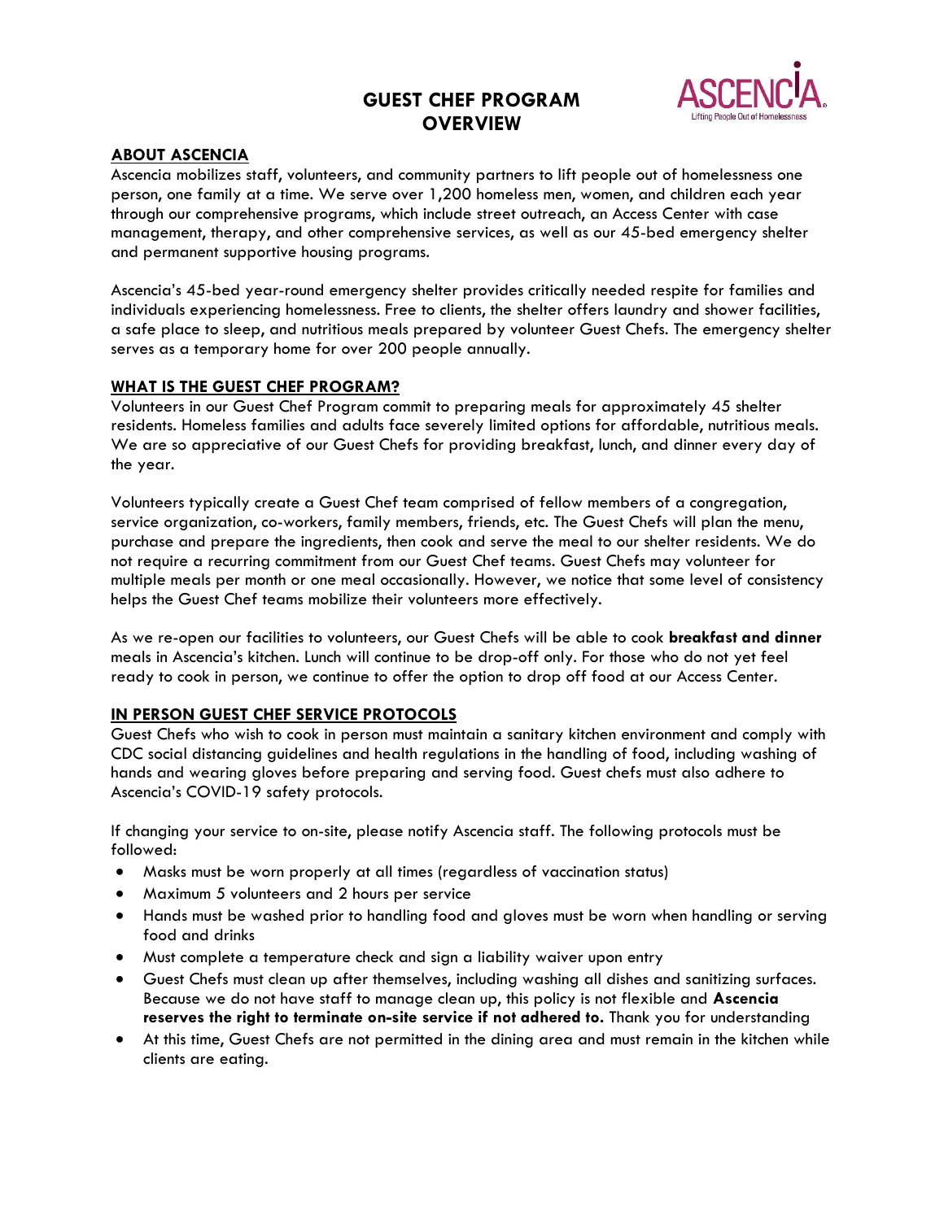# GUEST CHEF PROGRAM OVERVIEW

## ABOUT ASCENCIA

Ascencia mobilizes staff, volunteers, and community partners to lift people out of homelessness one person, one family at a time. We serve over 1,200 homeless men, women, and children each year through our comprehensive programs, which include street outreach, an Access Center with case management, therapy, and other comprehensive services, as well as our 45-bed emergency shelter and permanent supportive housing programs.

Ascencia's 45-bed year-round emergency shelter provides critically needed respite for families and individuals experiencing homelessness. Free to clients, the shelter offers laundry and shower facilities, a safe place to sleep, and nutritious meals prepared by volunteer Guest Chefs. The emergency shelter serves as a temporary home for over 200 people annually.

## WHAT IS THE GUEST CHEF PROGRAM?

Volunteers in our Guest Chef Program commit to preparing meals for approximately 45 shelter residents. Homeless families and adults face severely limited options for affordable, nutritious meals. We are so appreciative of our Guest Chefs for providing breakfast, lunch, and dinner every day of the year.

Volunteers typically create a Guest Chef team comprised of fellow members of a congregation, service organization, co-workers, family members, friends, etc. The Guest Chefs will plan the menu, purchase and prepare the ingredients, then cook and serve the meal to our shelter residents. We do not require a recurring commitment from our Guest Chef teams. Guest Chefs may volunteer for multiple meals per month or one meal occasionally. However, we notice that some level of consistency helps the Guest Chef teams mobilize their volunteers more effectively.

As we re-open our facilities to volunteers, our Guest Chefs will be able to cook **breakfast and dinner** meals in Ascencia's kitchen. Lunch will continue to be drop-off only. For those who do not yet feel ready to cook in person, we continue to offer the option to drop off food at our Access Center.

## IN PERSON GUEST CHEF SERVICE PROTOCOLS

Guest Chefs who wish to cook in person must maintain a sanitary kitchen environment and comply with CDC social distancing guidelines and health regulations in the handling of food, including washing of hands and wearing gloves before preparing and serving food. Guest chefs must also adhere to Ascencia's COVID-19 safety protocols.

If changing your service to on-site, please notify Ascencia staff. The following protocols must be followed:

- Masks must be worn properly at all times (regardless of vaccination status)
- Maximum 5 volunteers and 2 hours per service
- Hands must be washed prior to handling food and gloves must be worn when handling or serving food and drinks
- Must complete a temperature check and sign a liability waiver upon entry
- Guest Chefs must clean up after themselves, including washing all dishes and sanitizing surfaces. Because we do not have staff to manage clean up, this policy is not flexible and **Ascencia reserves the right to terminate on-site service if not adhered to.** Thank you for understanding
- At this time, Guest Chefs are not permitted in the dining area and must remain in the kitchen while clients are eating.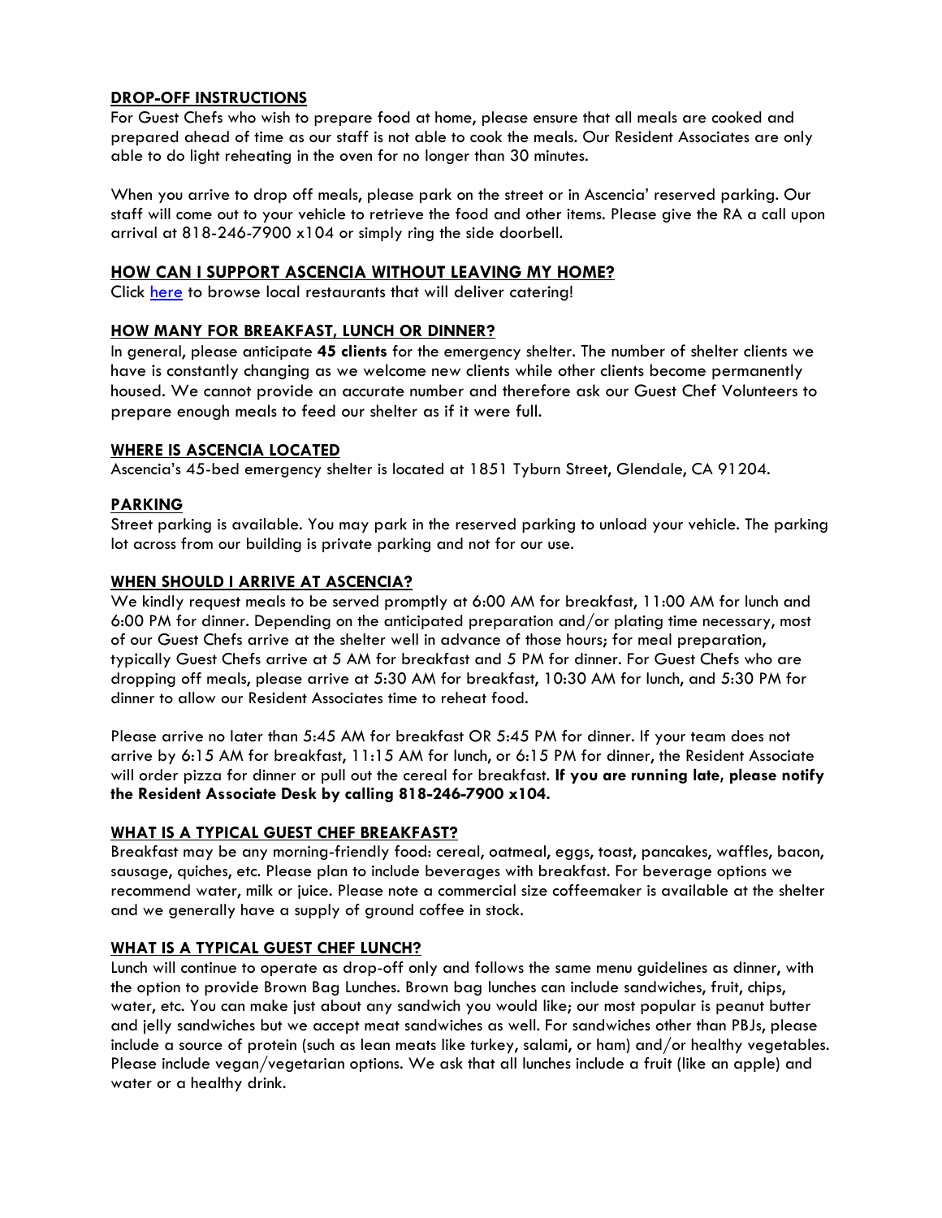## DROP-OFF INSTRUCTIONS

For Guest Chefs who wish to prepare food at home, please ensure that all meals are cooked and prepared ahead of time as our staff is not able to cook the meals. Our Resident Associates are only able to do light reheating in the oven for no longer than 30 minutes.

When you arrive to drop off meals, please park on the street or in Ascencia' reserved parking. Our staff will come out to your vehicle to retrieve the food and other items. Please give the RA a call upon arrival at 818-246-7900 x104 or simply ring the side doorbell.

## HOW CAN I SUPPORT ASCENCIA WITHOUT LEAVING MY HOME?

Click here to browse local restaurants that will deliver catering!

## HOW MANY FOR BREAKFAST, LUNCH OR DINNER?

In general, please anticipate **45 clients** for the emergency shelter. The number of shelter clients we have is constantly changing as we welcome new clients while other clients become permanently housed. We cannot provide an accurate number and therefore ask our Guest Chef Volunteers to prepare enough meals to feed our shelter as if it were full.

## WHERE IS ASCENCIA LOCATED

Ascencia's 45-bed emergency shelter is located at 1851 Tyburn Street, Glendale, CA 91204.

## PARKING

Street parking is available. You may park in the reserved parking to unload your vehicle. The parking lot across from our building is private parking and not for our use.

## WHEN SHOULD I ARRIVE AT ASCENCIA?

We kindly request meals to be served promptly at 6:00 AM for breakfast, 11:00 AM for lunch and 6:00 PM for dinner. Depending on the anticipated preparation and/or plating time necessary, most of our Guest Chefs arrive at the shelter well in advance of those hours; for meal preparation, typically Guest Chefs arrive at 5 AM for breakfast and 5 PM for dinner. For Guest Chefs who are dropping off meals, please arrive at 5:30 AM for breakfast, 10:30 AM for lunch, and 5:30 PM for dinner to allow our Resident Associates time to reheat food.

Please arrive no later than 5:45 AM for breakfast OR 5:45 PM for dinner. If your team does not arrive by 6:15 AM for breakfast, 11:15 AM for lunch, or 6:15 PM for dinner, the Resident Associate will order pizza for dinner or pull out the cereal for breakfast. **If you are running late, please notify the Resident Associate Desk by calling 818-246-7900 x104.**

## WHAT IS A TYPICAL GUEST CHEF BREAKFAST?

Breakfast may be any morning-friendly food: cereal, oatmeal, eggs, toast, pancakes, waffles, bacon, sausage, quiches, etc. Please plan to include beverages with breakfast. For beverage options we recommend water, milk or juice. Please note a commercial size coffeemaker is available at the shelter and we generally have a supply of ground coffee in stock.

## WHAT IS A TYPICAL GUEST CHEF LUNCH?

Lunch will continue to operate as drop-off only and follows the same menu guidelines as dinner, with the option to provide Brown Bag Lunches. Brown bag lunches can include sandwiches, fruit, chips, water, etc. You can make just about any sandwich you would like; our most popular is peanut butter and jelly sandwiches but we accept meat sandwiches as well. For sandwiches other than PBJs, please include a source of protein (such as lean meats like turkey, salami, or ham) and/or healthy vegetables. Please include vegan/vegetarian options. We ask that all lunches include a fruit (like an apple) and water or a healthy drink.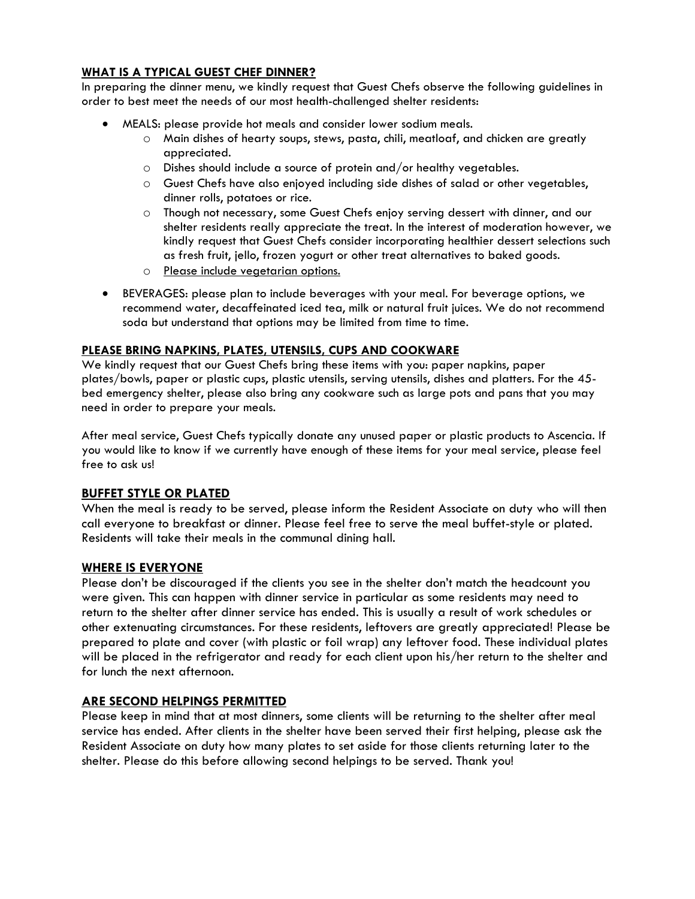## WHAT IS A TYPICAL GUEST CHEF DINNER?

In preparing the dinner menu, we kindly request that Guest Chefs observe the following guidelines in order to best meet the needs of our most health-challenged shelter residents:

- MEALS: please provide hot meals and consider lower sodium meals.
    - Main dishes of hearty soups, stews, pasta, chili, meatloaf, and chicken are greatly appreciated.
    - Dishes should include a source of protein and/or healthy vegetables.
    - Guest Chefs have also enjoyed including side dishes of salad or other vegetables, dinner rolls, potatoes or rice.
    - Though not necessary, some Guest Chefs enjoy serving dessert with dinner, and our shelter residents really appreciate the treat. In the interest of moderation however, we kindly request that Guest Chefs consider incorporating healthier dessert selections such as fresh fruit, jello, frozen yogurt or other treat alternatives to baked goods.
    - <u>Please include vegetarian options.</u>
- BEVERAGES: please plan to include beverages with your meal. For beverage options, we recommend water, decaffeinated iced tea, milk or natural fruit juices. We do not recommend soda but understand that options may be limited from time to time.

## PLEASE BRING NAPKINS, PLATES, UTENSILS, CUPS AND COOKWARE

We kindly request that our Guest Chefs bring these items with you: paper napkins, paper plates/bowls, paper or plastic cups, plastic utensils, serving utensils, dishes and platters. For the 45-bed emergency shelter, please also bring any cookware such as large pots and pans that you may need in order to prepare your meals.

After meal service, Guest Chefs typically donate any unused paper or plastic products to Ascencia. If you would like to know if we currently have enough of these items for your meal service, please feel free to ask us!

## BUFFET STYLE OR PLATED

When the meal is ready to be served, please inform the Resident Associate on duty who will then call everyone to breakfast or dinner. Please feel free to serve the meal buffet-style or plated. Residents will take their meals in the communal dining hall.

## WHERE IS EVERYONE

Please don't be discouraged if the clients you see in the shelter don't match the headcount you were given. This can happen with dinner service in particular as some residents may need to return to the shelter after dinner service has ended. This is usually a result of work schedules or other extenuating circumstances. For these residents, leftovers are greatly appreciated! Please be prepared to plate and cover (with plastic or foil wrap) any leftover food. These individual plates will be placed in the refrigerator and ready for each client upon his/her return to the shelter and for lunch the next afternoon.

## ARE SECOND HELPINGS PERMITTED

Please keep in mind that at most dinners, some clients will be returning to the shelter after meal service has ended. After clients in the shelter have been served their first helping, please ask the Resident Associate on duty how many plates to set aside for those clients returning later to the shelter. Please do this before allowing second helpings to be served. Thank you!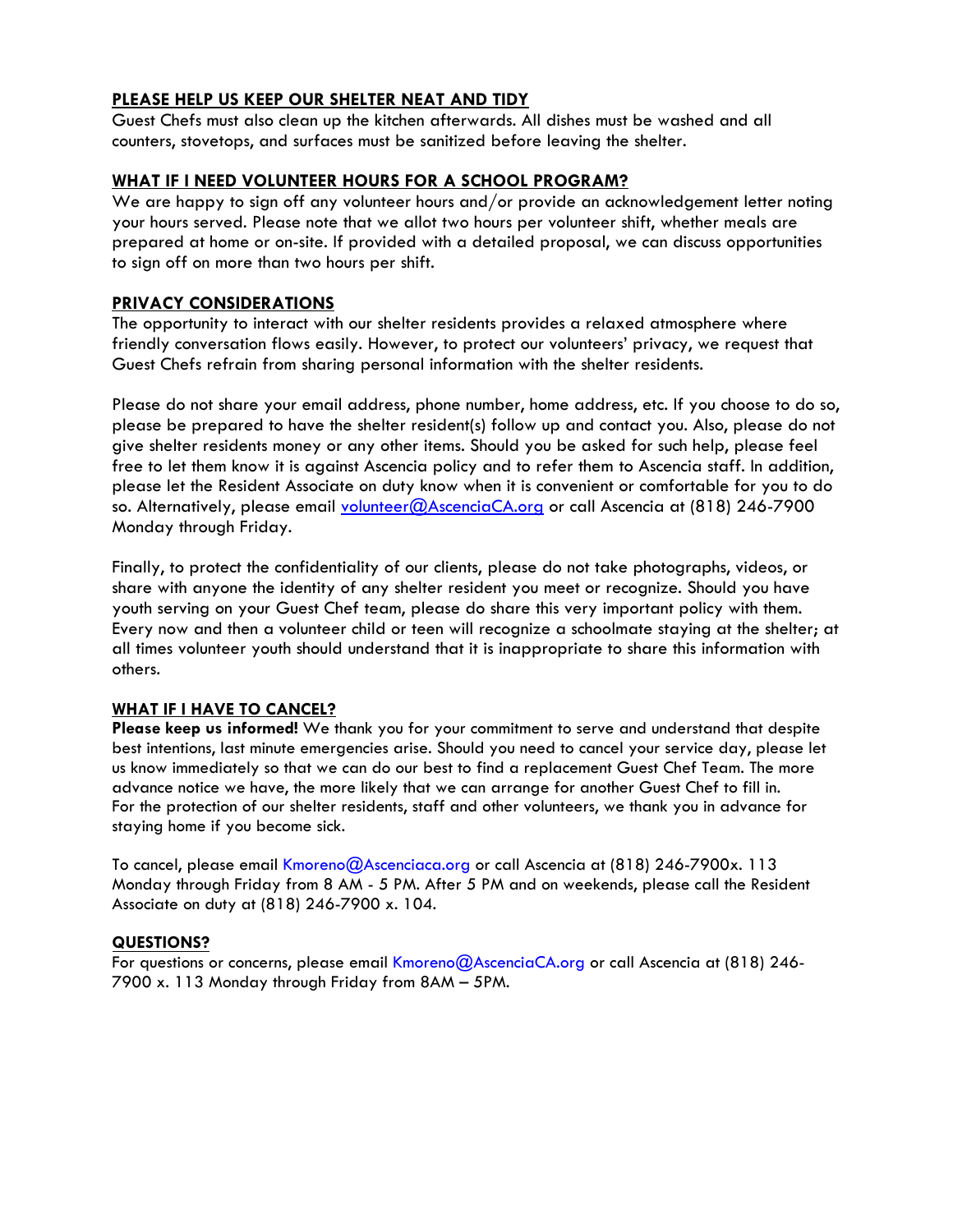## PLEASE HELP US KEEP OUR SHELTER NEAT AND TIDY

Guest Chefs must also clean up the kitchen afterwards. All dishes must be washed and all counters, stovetops, and surfaces must be sanitized before leaving the shelter.

## WHAT IF I NEED VOLUNTEER HOURS FOR A SCHOOL PROGRAM?

We are happy to sign off any volunteer hours and/or provide an acknowledgement letter noting your hours served. Please note that we allot two hours per volunteer shift, whether meals are prepared at home or on-site. If provided with a detailed proposal, we can discuss opportunities to sign off on more than two hours per shift.

## PRIVACY CONSIDERATIONS

The opportunity to interact with our shelter residents provides a relaxed atmosphere where friendly conversation flows easily. However, to protect our volunteers' privacy, we request that Guest Chefs refrain from sharing personal information with the shelter residents.

Please do not share your email address, phone number, home address, etc. If you choose to do so, please be prepared to have the shelter resident(s) follow up and contact you. Also, please do not give shelter residents money or any other items. Should you be asked for such help, please feel free to let them know it is against Ascencia policy and to refer them to Ascencia staff. In addition, please let the Resident Associate on duty know when it is convenient or comfortable for you to do so. Alternatively, please email volunteer@AscenciaCA.org or call Ascencia at (818) 246-7900 Monday through Friday.

Finally, to protect the confidentiality of our clients, please do not take photographs, videos, or share with anyone the identity of any shelter resident you meet or recognize. Should you have youth serving on your Guest Chef team, please do share this very important policy with them. Every now and then a volunteer child or teen will recognize a schoolmate staying at the shelter; at all times volunteer youth should understand that it is inappropriate to share this information with others.

## WHAT IF I HAVE TO CANCEL?

**Please keep us informed!** We thank you for your commitment to serve and understand that despite best intentions, last minute emergencies arise. Should you need to cancel your service day, please let us know immediately so that we can do our best to find a replacement Guest Chef Team. The more advance notice we have, the more likely that we can arrange for another Guest Chef to fill in. For the protection of our shelter residents, staff and other volunteers, we thank you in advance for staying home if you become sick.

To cancel, please email Kmoreno@Ascenciaca.org or call Ascencia at (818) 246-7900x. 113 Monday through Friday from 8 AM - 5 PM. After 5 PM and on weekends, please call the Resident Associate on duty at (818) 246-7900 x. 104.

## QUESTIONS?

For questions or concerns, please email Kmoreno@AscenciaCA.org or call Ascencia at (818) 246-7900 x. 113 Monday through Friday from 8AM – 5PM.